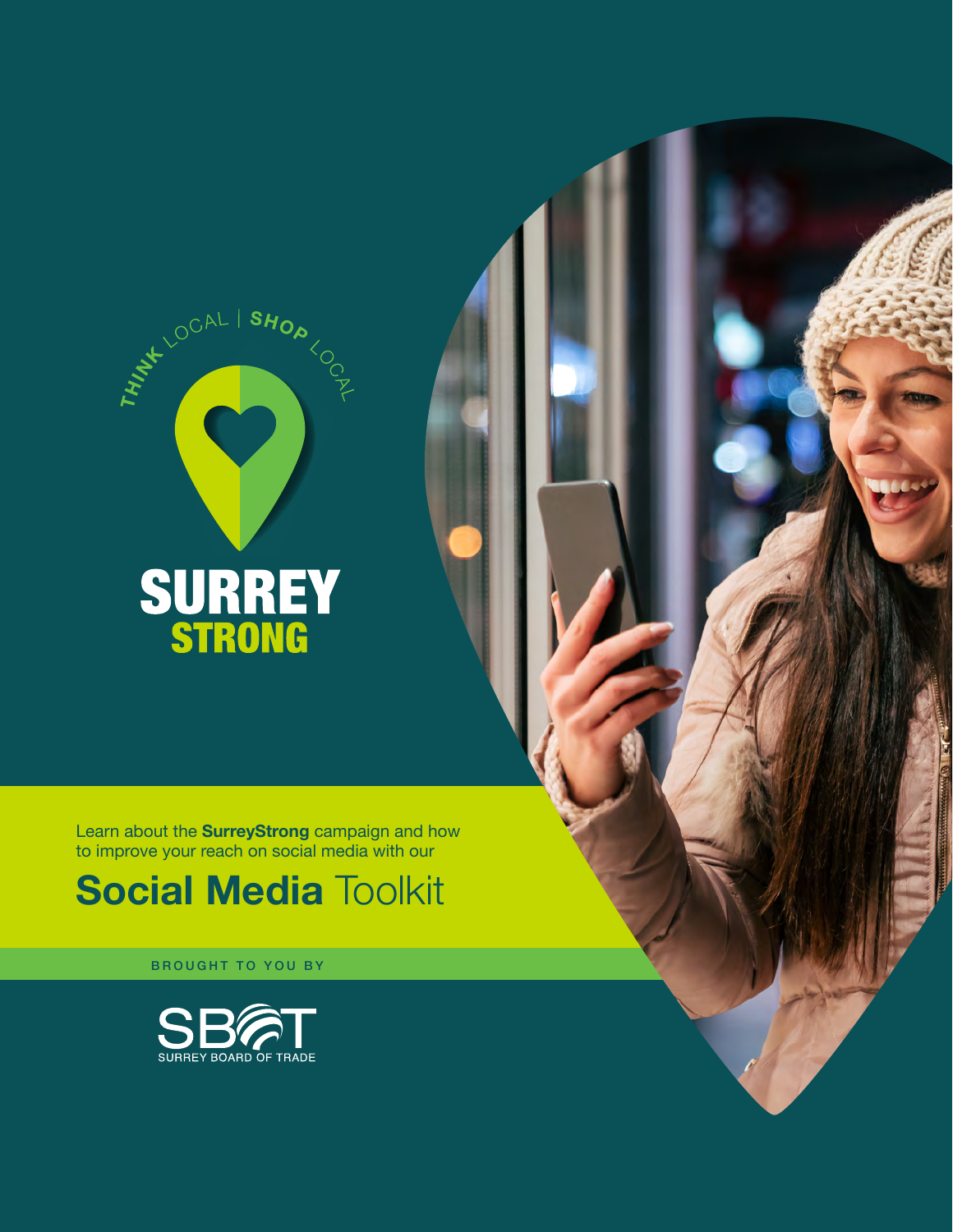THINK LOCAL | SHOP LOCAL

# SURREY STRONG

Learn about the **SurreyStrong** campaign and how to improve your reach on social media with our

## **Social Media** Toolkit

BROUGHT TO YOU BY

SBOT
SURREY BOARD OF TRADE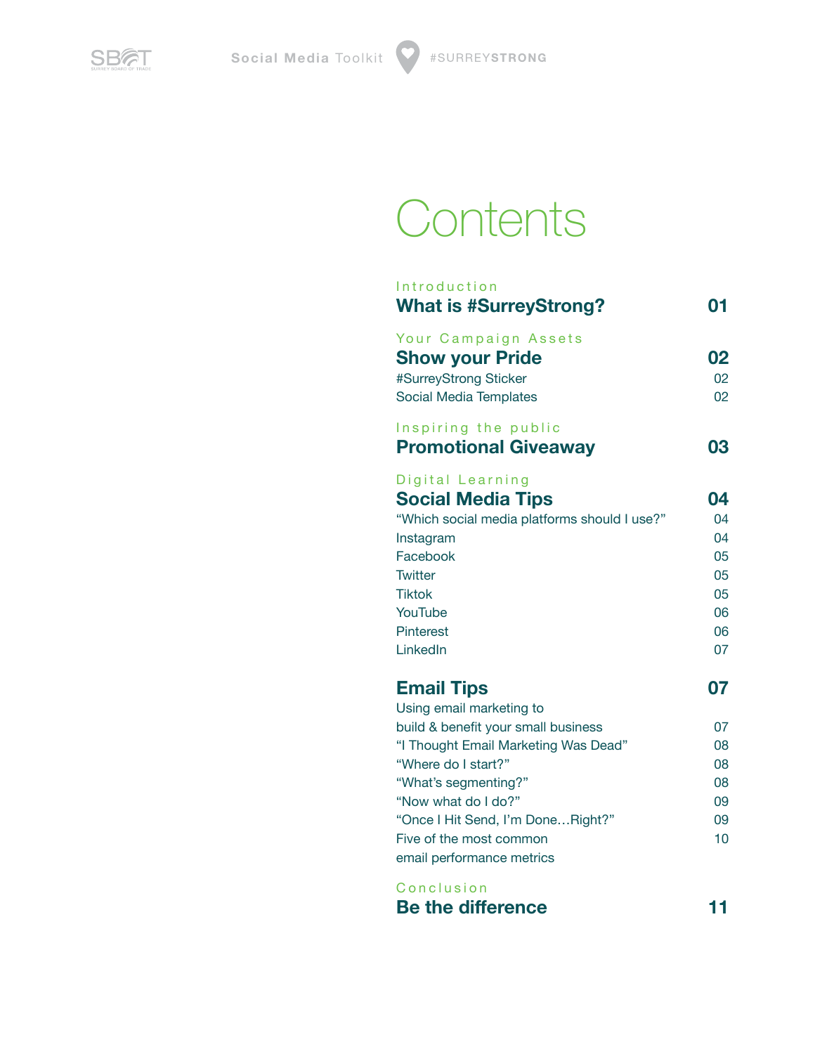# Contents

Introduction

**What is #SurreyStrong?** **01**

Your Campaign Assets

**Show your Pride** **02**

#SurreyStrong Sticker 02

Social Media Templates 02

Inspiring the public

**Promotional Giveaway** **03**

Digital Learning

**Social Media Tips** **04**

"Which social media platforms should I use?" 04

Instagram 04

Facebook 05

Twitter 05

Tiktok 05

YouTube 06

Pinterest 06

LinkedIn 07

**Email Tips** **07**

Using email marketing to build & benefit your small business 07

"I Thought Email Marketing Was Dead" 08

"Where do I start?" 08

"What's segmenting?" 08

"Now what do I do?" 09

"Once I Hit Send, I'm Done…Right?" 09

Five of the most common email performance metrics 10

Conclusion

**Be the difference** **11**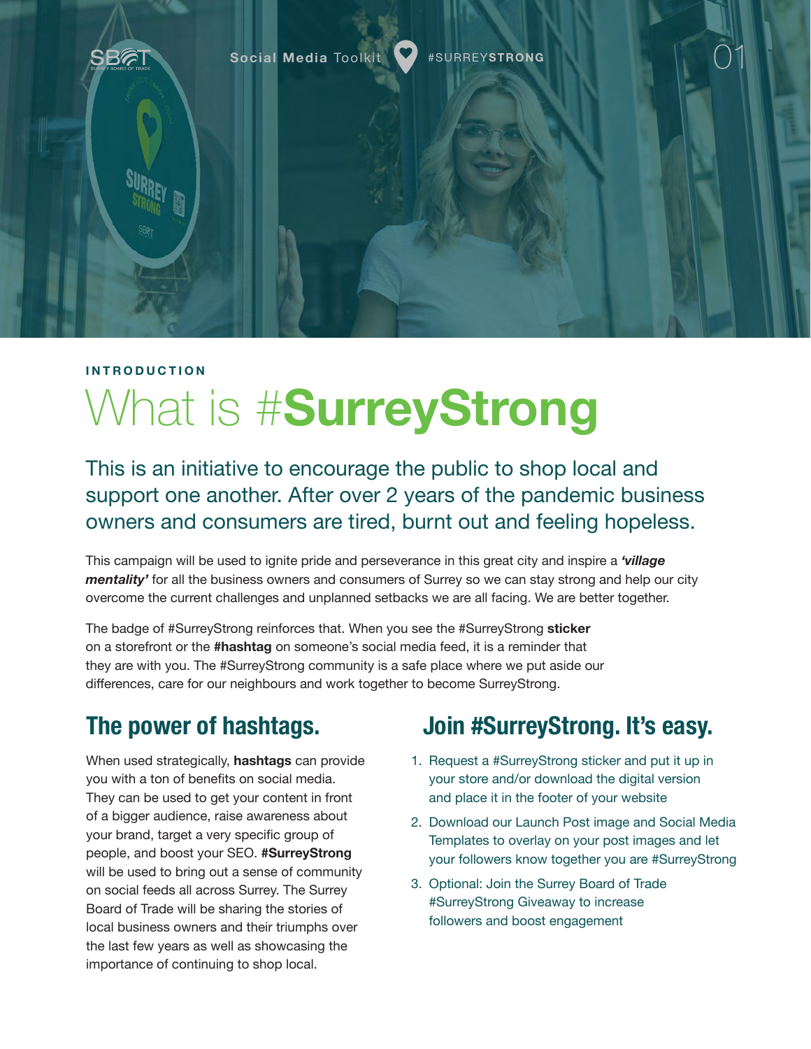INTRODUCTION

# What is #SurreyStrong

This is an initiative to encourage the public to shop local and support one another. After over 2 years of the pandemic business owners and consumers are tired, burnt out and feeling hopeless.

This campaign will be used to ignite pride and perseverance in this great city and inspire a ***'village mentality'*** for all the business owners and consumers of Surrey so we can stay strong and help our city overcome the current challenges and unplanned setbacks we are all facing. We are better together.

The badge of #SurreyStrong reinforces that. When you see the #SurreyStrong **sticker** on a storefront or the **#hashtag** on someone's social media feed, it is a reminder that they are with you. The #SurreyStrong community is a safe place where we put aside our differences, care for our neighbours and work together to become SurreyStrong.

## The power of hashtags.

When used strategically, **hashtags** can provide you with a ton of benefits on social media. They can be used to get your content in front of a bigger audience, raise awareness about your brand, target a very specific group of people, and boost your SEO. **#SurreyStrong** will be used to bring out a sense of community on social feeds all across Surrey. The Surrey Board of Trade will be sharing the stories of local business owners and their triumphs over the last few years as well as showcasing the importance of continuing to shop local.

## Join #SurreyStrong. It's easy.

1. Request a #SurreyStrong sticker and put it up in your store and/or download the digital version and place it in the footer of your website
2. Download our Launch Post image and Social Media Templates to overlay on your post images and let your followers know together you are #SurreyStrong
3. Optional: Join the Surrey Board of Trade #SurreyStrong Giveaway to increase followers and boost engagement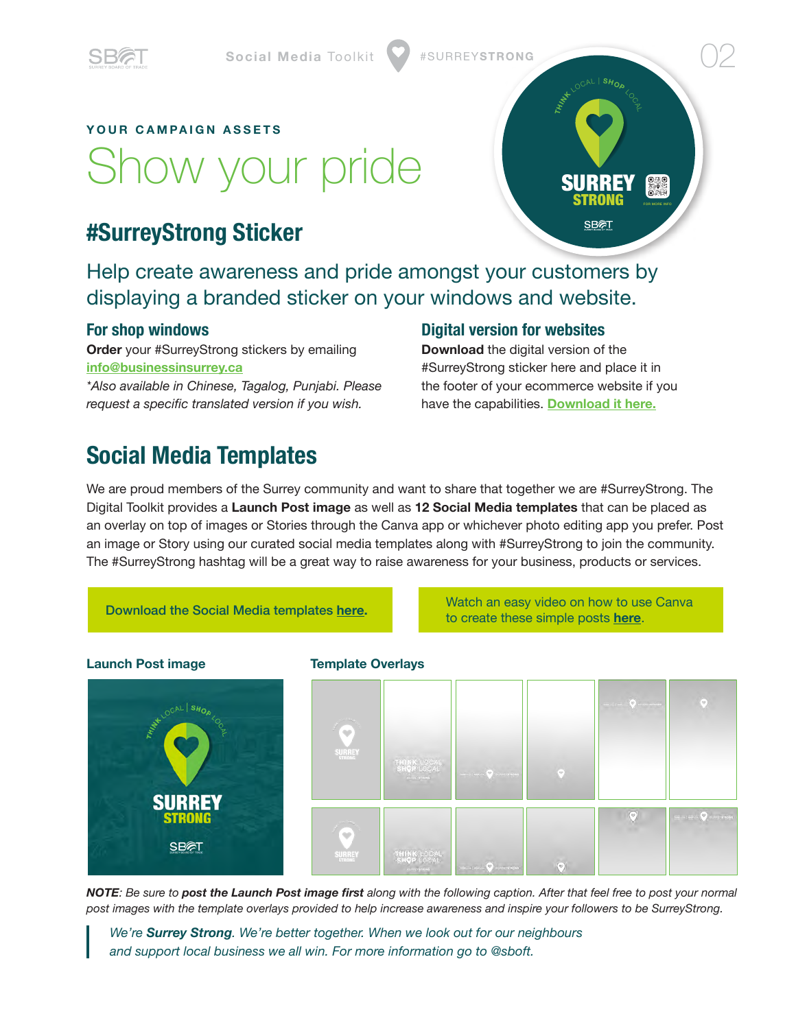YOUR CAMPAIGN ASSETS

# Show your pride

## #SurreyStrong Sticker

Help create awareness and pride amongst your customers by displaying a branded sticker on your windows and website.

### For shop windows

**Order** your #SurreyStrong stickers by emailing **info@businessinsurrey.ca**

*\*Also available in Chinese, Tagalog, Punjabi. Please request a specific translated version if you wish.*

### Digital version for websites

**Download** the digital version of the #SurreyStrong sticker here and place it in the footer of your ecommerce website if you have the capabilities. **Download it here.**

## Social Media Templates

We are proud members of the Surrey community and want to share that together we are #SurreyStrong. The Digital Toolkit provides a **Launch Post image** as well as **12 Social Media templates** that can be placed as an overlay on top of images or Stories through the Canva app or whichever photo editing app you prefer. Post an image or Story using our curated social media templates along with #SurreyStrong to join the community. The #SurreyStrong hashtag will be a great way to raise awareness for your business, products or services.

Download the Social Media templates **here**.

Watch an easy video on how to use Canva to create these simple posts **here**.

### Launch Post image

### Template Overlays

***NOTE**: Be sure to **post the Launch Post image first** along with the following caption. After that feel free to post your normal post images with the template overlays provided to help increase awareness and inspire your followers to be SurreyStrong.*

> *We're **Surrey Strong**. We're better together. When we look out for our neighbours and support local business we all win. For more information go to @sboft.*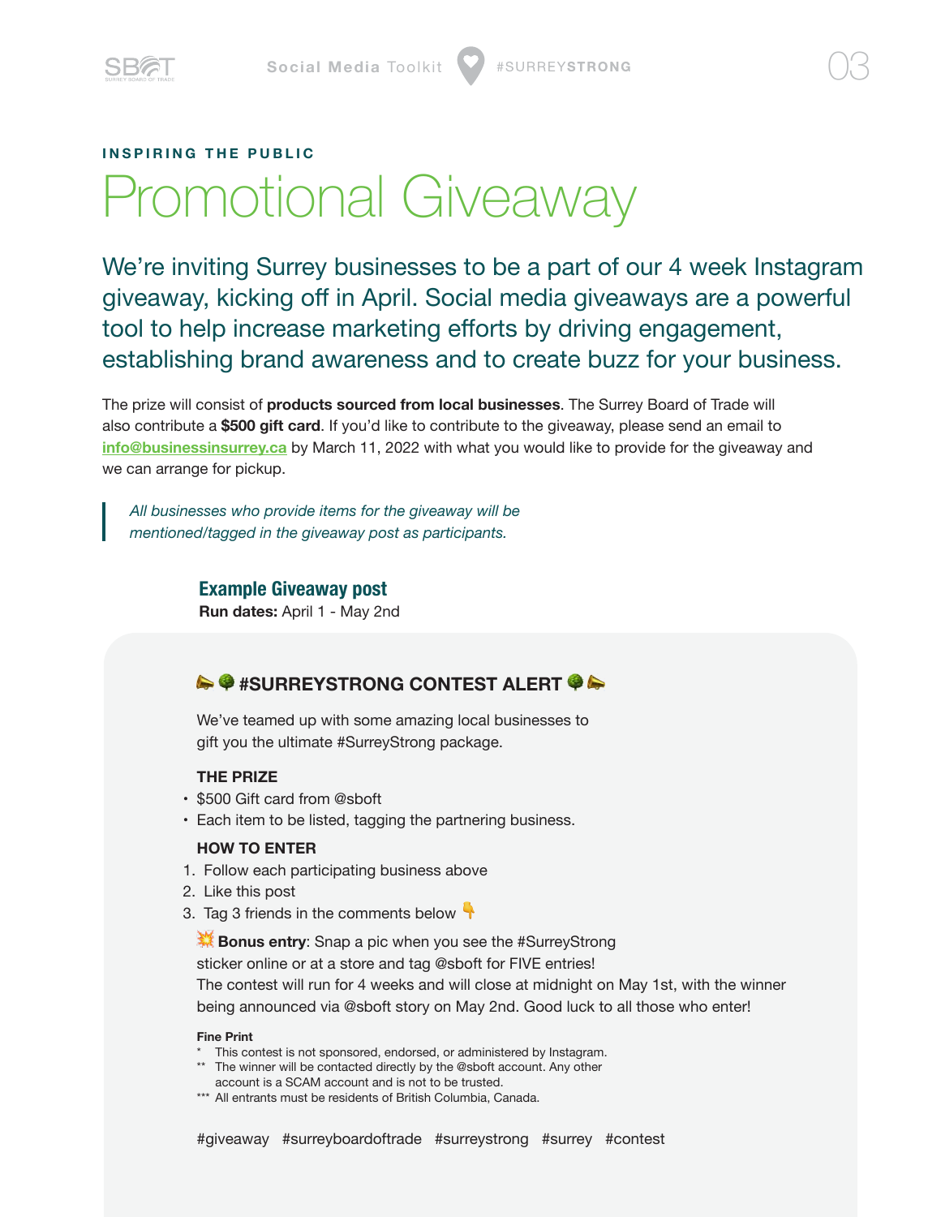INSPIRING THE PUBLIC

# Promotional Giveaway

We're inviting Surrey businesses to be a part of our 4 week Instagram giveaway, kicking off in April. Social media giveaways are a powerful tool to help increase marketing efforts by driving engagement, establishing brand awareness and to create buzz for your business.

The prize will consist of **products sourced from local businesses**. The Surrey Board of Trade will also contribute a **$500 gift card**. If you'd like to contribute to the giveaway, please send an email to info@businessinsurrey.ca by March 11, 2022 with what you would like to provide for the giveaway and we can arrange for pickup.

> *All businesses who provide items for the giveaway will be mentioned/tagged in the giveaway post as participants.*

## Example Giveaway post

**Run dates:** April 1 - May 2nd

📣🌳 **#SURREYSTRONG CONTEST ALERT** 🌳📣

We've teamed up with some amazing local businesses to gift you the ultimate #SurreyStrong package.

**THE PRIZE**

- $500 Gift card from @sboft
- Each item to be listed, tagging the partnering business.

**HOW TO ENTER**

1. Follow each participating business above
2. Like this post
3. Tag 3 friends in the comments below 👇

💥 **Bonus entry**: Snap a pic when you see the #SurreyStrong sticker online or at a store and tag @sboft for FIVE entries!

The contest will run for 4 weeks and will close at midnight on May 1st, with the winner being announced via @sboft story on May 2nd. Good luck to all those who enter!

**Fine Print**

\* This contest is not sponsored, endorsed, or administered by Instagram.
** The winner will be contacted directly by the @sboft account. Any other account is a SCAM account and is not to be trusted.
*** All entrants must be residents of British Columbia, Canada.

#giveaway #surreyboardoftrade #surreystrong #surrey #contest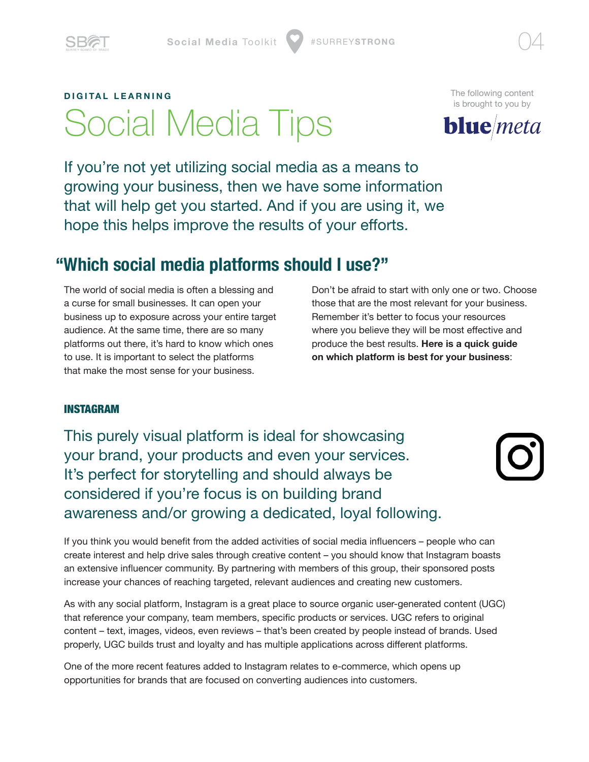DIGITAL LEARNING

# Social Media Tips

The following content is brought to you by **blue**/*meta*

If you're not yet utilizing social media as a means to growing your business, then we have some information that will help get you started. And if you are using it, we hope this helps improve the results of your efforts.

## "Which social media platforms should I use?"

The world of social media is often a blessing and a curse for small businesses. It can open your business up to exposure across your entire target audience. At the same time, there are so many platforms out there, it's hard to know which ones to use. It is important to select the platforms that make the most sense for your business.

Don't be afraid to start with only one or two. Choose those that are the most relevant for your business. Remember it's better to focus your resources where you believe they will be most effective and produce the best results. **Here is a quick guide on which platform is best for your business**:

### INSTAGRAM

This purely visual platform is ideal for showcasing your brand, your products and even your services. It's perfect for storytelling and should always be considered if you're focus is on building brand awareness and/or growing a dedicated, loyal following.

If you think you would benefit from the added activities of social media influencers – people who can create interest and help drive sales through creative content – you should know that Instagram boasts an extensive influencer community. By partnering with members of this group, their sponsored posts increase your chances of reaching targeted, relevant audiences and creating new customers.

As with any social platform, Instagram is a great place to source organic user-generated content (UGC) that reference your company, team members, specific products or services. UGC refers to original content – text, images, videos, even reviews – that's been created by people instead of brands. Used properly, UGC builds trust and loyalty and has multiple applications across different platforms.

One of the more recent features added to Instagram relates to e-commerce, which opens up opportunities for brands that are focused on converting audiences into customers.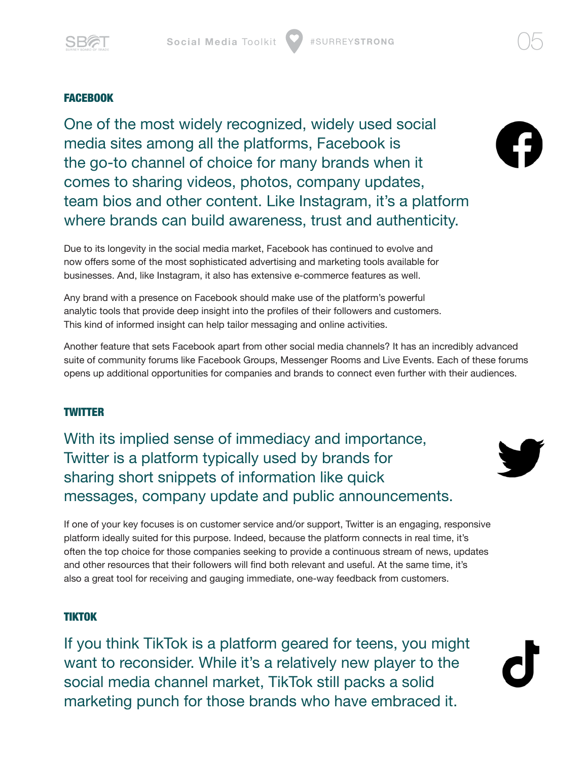## FACEBOOK

One of the most widely recognized, widely used social media sites among all the platforms, Facebook is the go-to channel of choice for many brands when it comes to sharing videos, photos, company updates, team bios and other content. Like Instagram, it's a platform where brands can build awareness, trust and authenticity.

Due to its longevity in the social media market, Facebook has continued to evolve and now offers some of the most sophisticated advertising and marketing tools available for businesses. And, like Instagram, it also has extensive e-commerce features as well.

Any brand with a presence on Facebook should make use of the platform's powerful analytic tools that provide deep insight into the profiles of their followers and customers. This kind of informed insight can help tailor messaging and online activities.

Another feature that sets Facebook apart from other social media channels? It has an incredibly advanced suite of community forums like Facebook Groups, Messenger Rooms and Live Events. Each of these forums opens up additional opportunities for companies and brands to connect even further with their audiences.

## TWITTER

With its implied sense of immediacy and importance, Twitter is a platform typically used by brands for sharing short snippets of information like quick messages, company update and public announcements.

If one of your key focuses is on customer service and/or support, Twitter is an engaging, responsive platform ideally suited for this purpose. Indeed, because the platform connects in real time, it's often the top choice for those companies seeking to provide a continuous stream of news, updates and other resources that their followers will find both relevant and useful. At the same time, it's also a great tool for receiving and gauging immediate, one-way feedback from customers.

## TIKTOK

If you think TikTok is a platform geared for teens, you might want to reconsider. While it's a relatively new player to the social media channel market, TikTok still packs a solid marketing punch for those brands who have embraced it.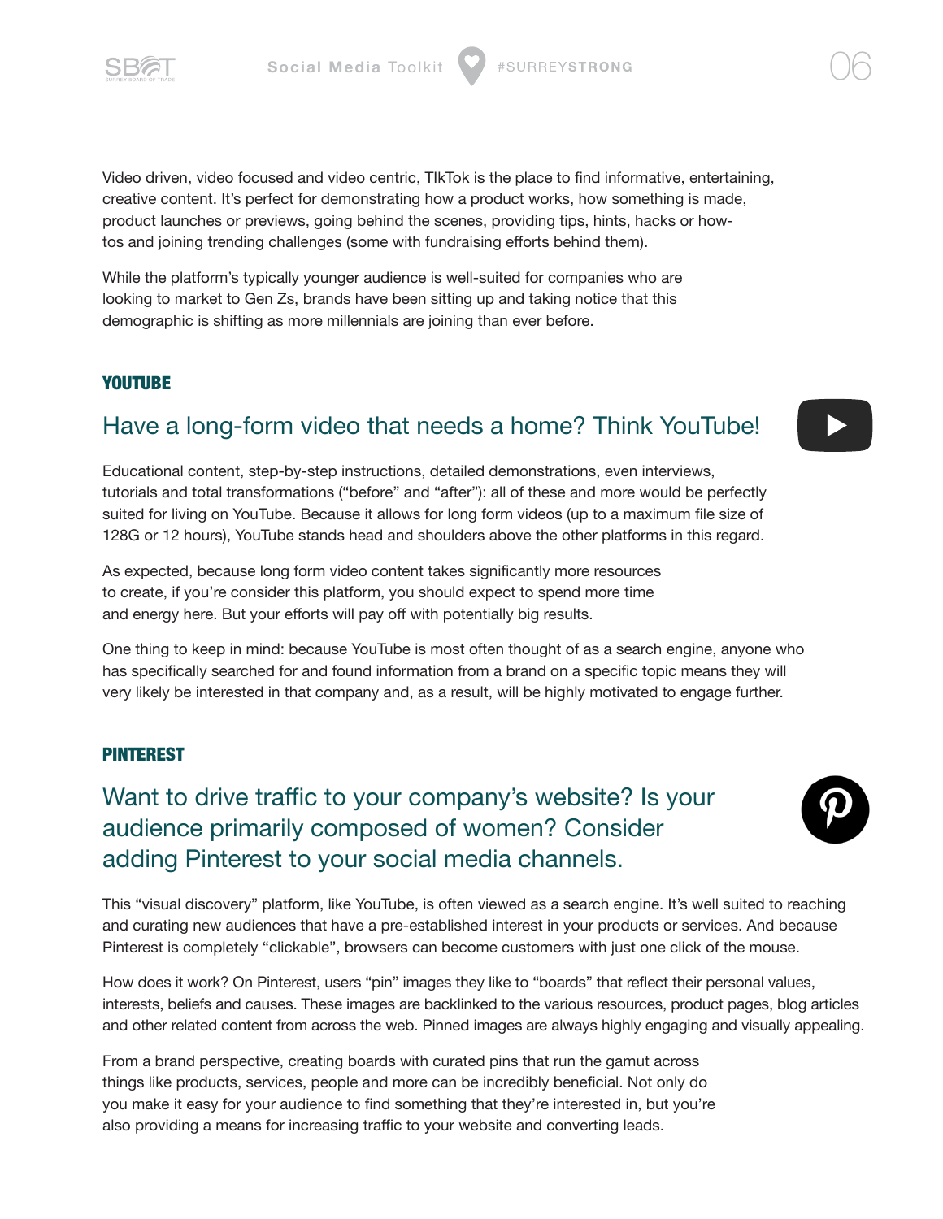Video driven, video focused and video centric, TIkTok is the place to find informative, entertaining, creative content. It's perfect for demonstrating how a product works, how something is made, product launches or previews, going behind the scenes, providing tips, hints, hacks or how-tos and joining trending challenges (some with fundraising efforts behind them).

While the platform's typically younger audience is well-suited for companies who are looking to market to Gen Zs, brands have been sitting up and taking notice that this demographic is shifting as more millennials are joining than ever before.

## YOUTUBE

### Have a long-form video that needs a home? Think YouTube!

Educational content, step-by-step instructions, detailed demonstrations, even interviews, tutorials and total transformations ("before" and "after"): all of these and more would be perfectly suited for living on YouTube. Because it allows for long form videos (up to a maximum file size of 128G or 12 hours), YouTube stands head and shoulders above the other platforms in this regard.

As expected, because long form video content takes significantly more resources to create, if you're consider this platform, you should expect to spend more time and energy here. But your efforts will pay off with potentially big results.

One thing to keep in mind: because YouTube is most often thought of as a search engine, anyone who has specifically searched for and found information from a brand on a specific topic means they will very likely be interested in that company and, as a result, will be highly motivated to engage further.

## PINTEREST

### Want to drive traffic to your company's website? Is your audience primarily composed of women? Consider adding Pinterest to your social media channels.

This "visual discovery" platform, like YouTube, is often viewed as a search engine. It's well suited to reaching and curating new audiences that have a pre-established interest in your products or services. And because Pinterest is completely "clickable", browsers can become customers with just one click of the mouse.

How does it work? On Pinterest, users "pin" images they like to "boards" that reflect their personal values, interests, beliefs and causes. These images are backlinked to the various resources, product pages, blog articles and other related content from across the web. Pinned images are always highly engaging and visually appealing.

From a brand perspective, creating boards with curated pins that run the gamut across things like products, services, people and more can be incredibly beneficial. Not only do you make it easy for your audience to find something that they're interested in, but you're also providing a means for increasing traffic to your website and converting leads.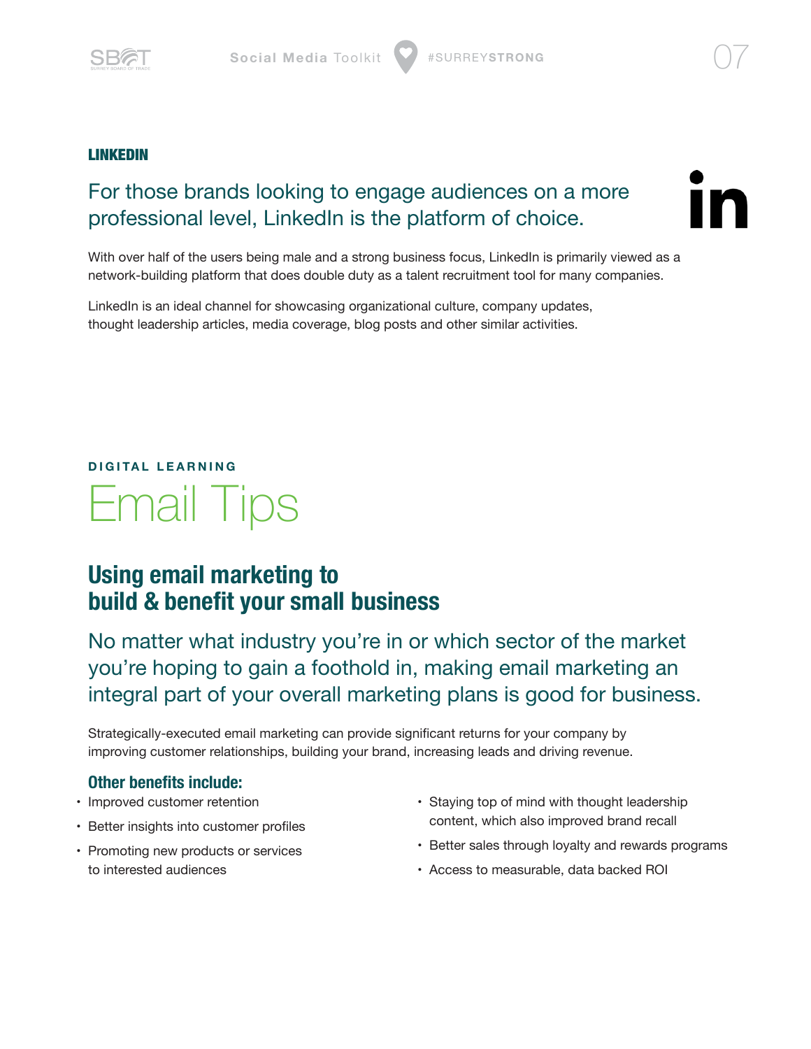## LINKEDIN

### For those brands looking to engage audiences on a more professional level, LinkedIn is the platform of choice.

With over half of the users being male and a strong business focus, LinkedIn is primarily viewed as a network-building platform that does double duty as a talent recruitment tool for many companies.

LinkedIn is an ideal channel for showcasing organizational culture, company updates, thought leadership articles, media coverage, blog posts and other similar activities.

DIGITAL LEARNING

# Email Tips

## Using email marketing to build & benefit your small business

### No matter what industry you're in or which sector of the market you're hoping to gain a foothold in, making email marketing an integral part of your overall marketing plans is good for business.

Strategically-executed email marketing can provide significant returns for your company by improving customer relationships, building your brand, increasing leads and driving revenue.

### Other benefits include:

- Improved customer retention
- Better insights into customer profiles
- Promoting new products or services to interested audiences
- Staying top of mind with thought leadership content, which also improved brand recall
- Better sales through loyalty and rewards programs
- Access to measurable, data backed ROI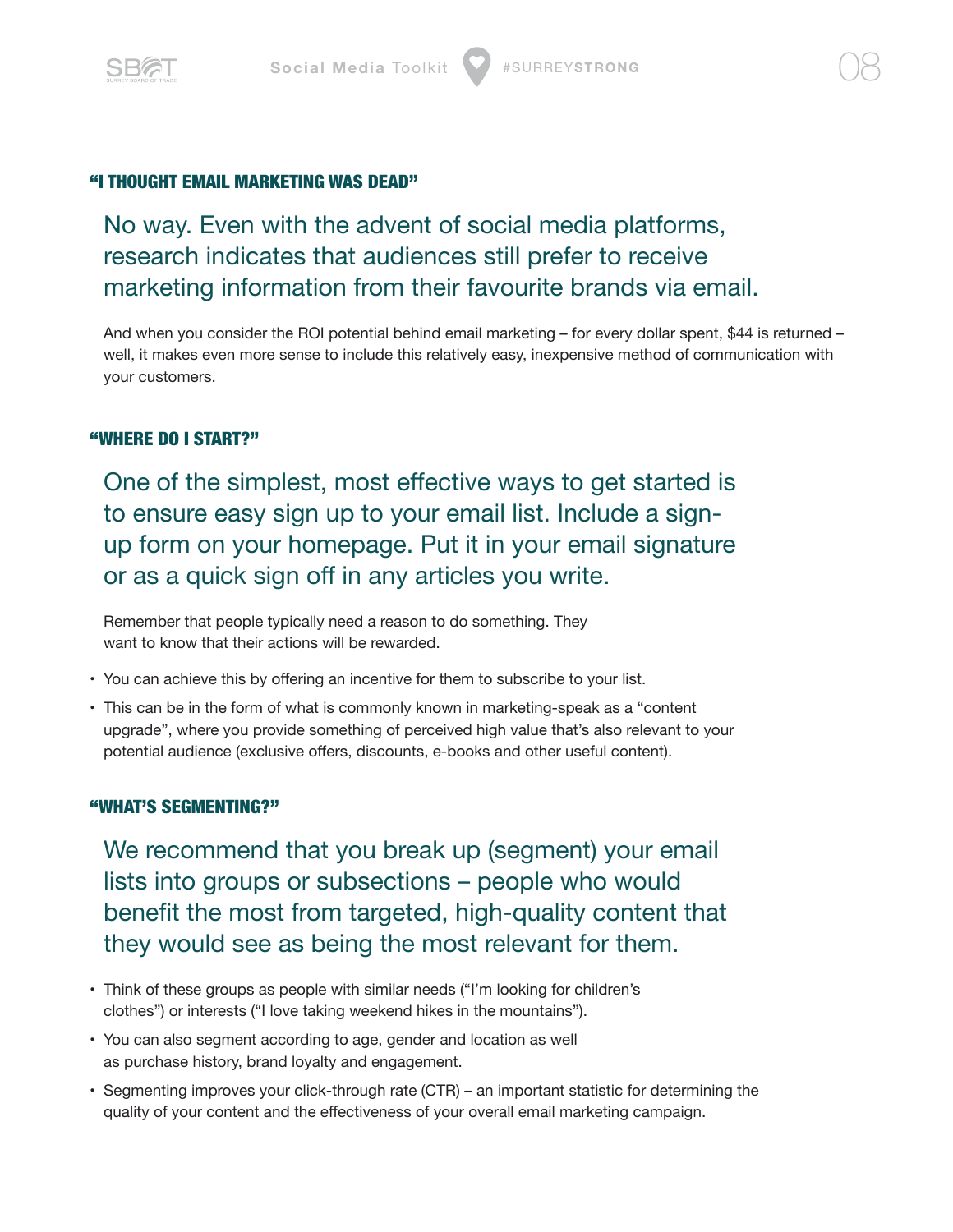### “I THOUGHT EMAIL MARKETING WAS DEAD”

No way. Even with the advent of social media platforms, research indicates that audiences still prefer to receive marketing information from their favourite brands via email.

And when you consider the ROI potential behind email marketing – for every dollar spent, $44 is returned – well, it makes even more sense to include this relatively easy, inexpensive method of communication with your customers.

### “WHERE DO I START?”

One of the simplest, most effective ways to get started is to ensure easy sign up to your email list. Include a sign-up form on your homepage. Put it in your email signature or as a quick sign off in any articles you write.

Remember that people typically need a reason to do something. They want to know that their actions will be rewarded.

- You can achieve this by offering an incentive for them to subscribe to your list.
- This can be in the form of what is commonly known in marketing-speak as a “content upgrade”, where you provide something of perceived high value that’s also relevant to your potential audience (exclusive offers, discounts, e-books and other useful content).

### “WHAT’S SEGMENTING?”

We recommend that you break up (segment) your email lists into groups or subsections – people who would benefit the most from targeted, high-quality content that they would see as being the most relevant for them.

- Think of these groups as people with similar needs (“I’m looking for children’s clothes”) or interests (“I love taking weekend hikes in the mountains”).
- You can also segment according to age, gender and location as well as purchase history, brand loyalty and engagement.
- Segmenting improves your click-through rate (CTR) – an important statistic for determining the quality of your content and the effectiveness of your overall email marketing campaign.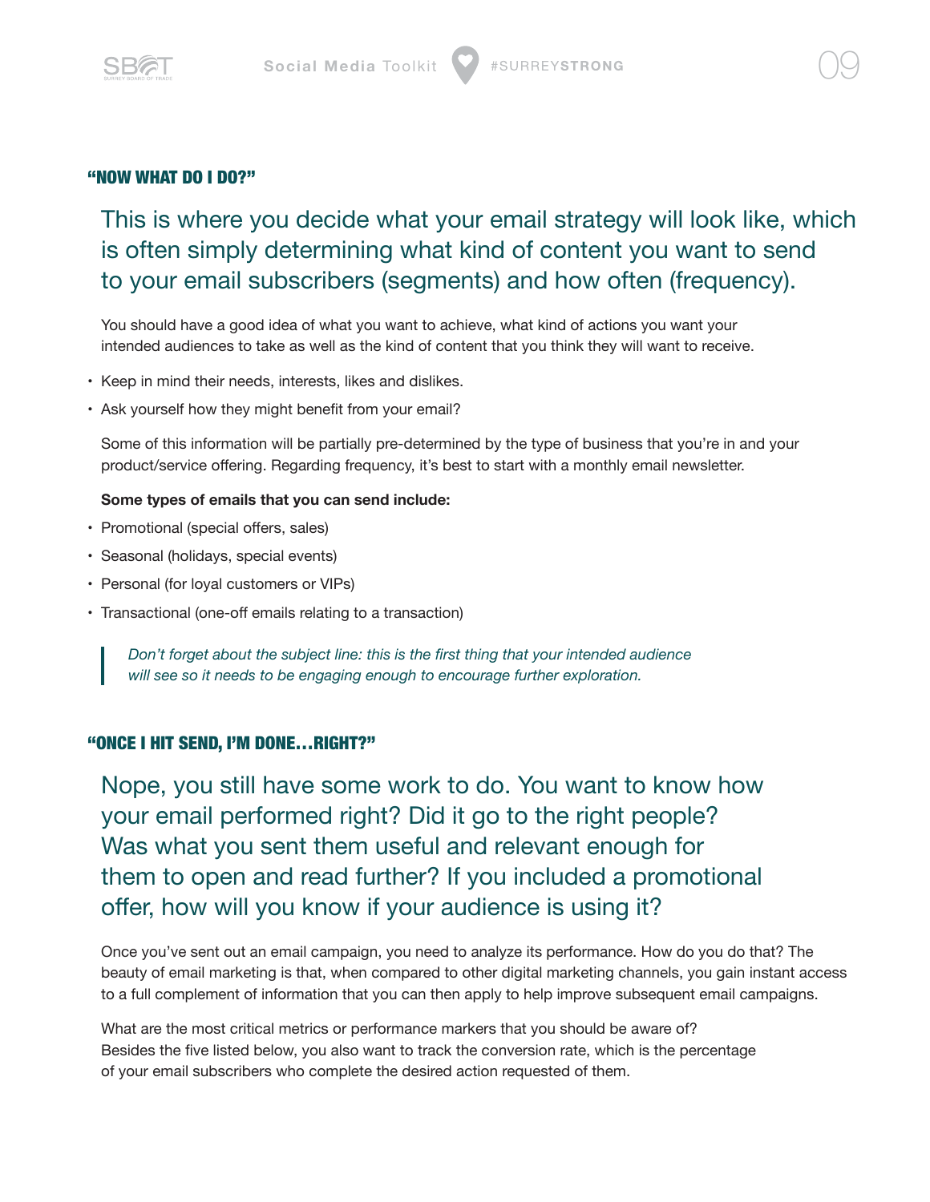## "NOW WHAT DO I DO?"

This is where you decide what your email strategy will look like, which is often simply determining what kind of content you want to send to your email subscribers (segments) and how often (frequency).

You should have a good idea of what you want to achieve, what kind of actions you want your intended audiences to take as well as the kind of content that you think they will want to receive.

- Keep in mind their needs, interests, likes and dislikes.
- Ask yourself how they might benefit from your email?

Some of this information will be partially pre-determined by the type of business that you're in and your product/service offering. Regarding frequency, it's best to start with a monthly email newsletter.

**Some types of emails that you can send include:**

- Promotional (special offers, sales)
- Seasonal (holidays, special events)
- Personal (for loyal customers or VIPs)
- Transactional (one-off emails relating to a transaction)

> *Don't forget about the subject line: this is the first thing that your intended audience will see so it needs to be engaging enough to encourage further exploration.*

## "ONCE I HIT SEND, I'M DONE…RIGHT?"

Nope, you still have some work to do. You want to know how your email performed right? Did it go to the right people? Was what you sent them useful and relevant enough for them to open and read further? If you included a promotional offer, how will you know if your audience is using it?

Once you've sent out an email campaign, you need to analyze its performance. How do you do that? The beauty of email marketing is that, when compared to other digital marketing channels, you gain instant access to a full complement of information that you can then apply to help improve subsequent email campaigns.

What are the most critical metrics or performance markers that you should be aware of? Besides the five listed below, you also want to track the conversion rate, which is the percentage of your email subscribers who complete the desired action requested of them.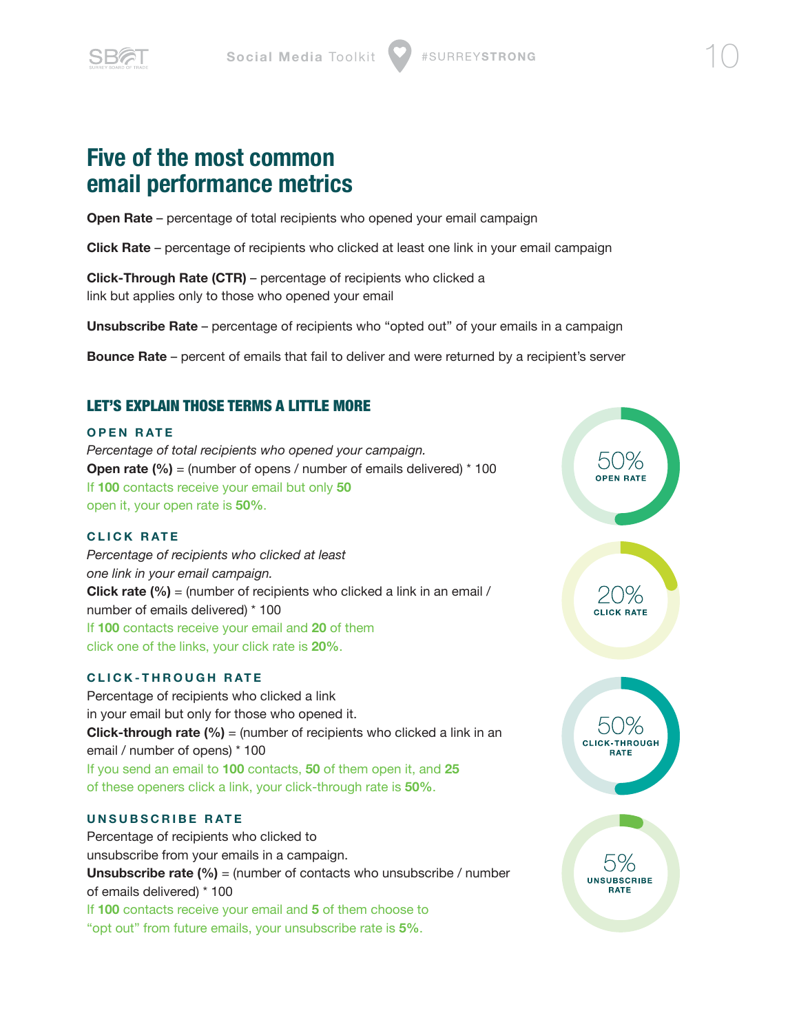# Five of the most common email performance metrics

**Open Rate** – percentage of total recipients who opened your email campaign

**Click Rate** – percentage of recipients who clicked at least one link in your email campaign

**Click-Through Rate (CTR)** – percentage of recipients who clicked a link but applies only to those who opened your email

**Unsubscribe Rate** – percentage of recipients who "opted out" of your emails in a campaign

**Bounce Rate** – percent of emails that fail to deliver and were returned by a recipient's server

## LET'S EXPLAIN THOSE TERMS A LITTLE MORE

### OPEN RATE

*Percentage of total recipients who opened your campaign.*

**Open rate (%)** = (number of opens / number of emails delivered) * 100

If **100** contacts receive your email but only **50** open it, your open rate is **50%**.

50% OPEN RATE

### CLICK RATE

*Percentage of recipients who clicked at least one link in your email campaign.*

**Click rate (%)** = (number of recipients who clicked a link in an email / number of emails delivered) * 100

If **100** contacts receive your email and **20** of them click one of the links, your click rate is **20%**.

20% CLICK RATE

### CLICK-THROUGH RATE

Percentage of recipients who clicked a link in your email but only for those who opened it.

**Click-through rate (%)** = (number of recipients who clicked a link in an email / number of opens) * 100

If you send an email to **100** contacts, **50** of them open it, and **25** of these openers click a link, your click-through rate is **50%**.

50% CLICK-THROUGH RATE

### UNSUBSCRIBE RATE

Percentage of recipients who clicked to unsubscribe from your emails in a campaign.

**Unsubscribe rate (%)** = (number of contacts who unsubscribe / number of emails delivered) * 100

If **100** contacts receive your email and **5** of them choose to "opt out" from future emails, your unsubscribe rate is **5%**.

5% UNSUBSCRIBE RATE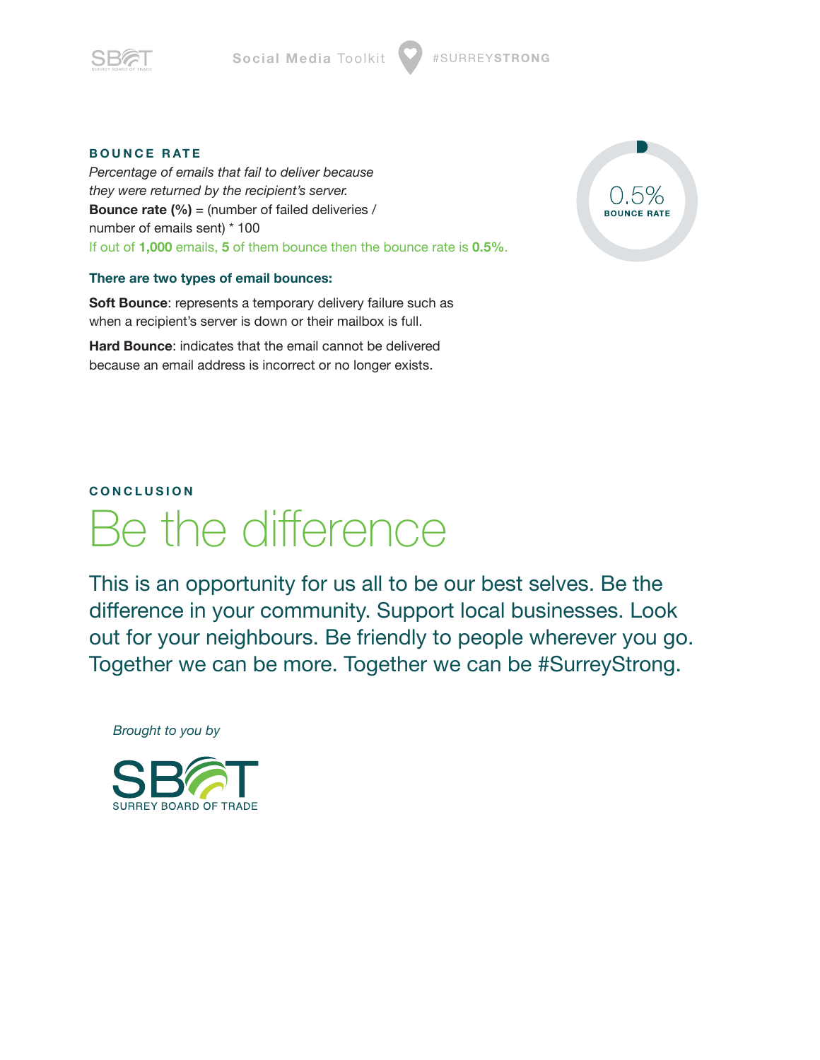## BOUNCE RATE

*Percentage of emails that fail to deliver because they were returned by the recipient's server.*

**Bounce rate (%)** = (number of failed deliveries / number of emails sent) * 100

If out of **1,000** emails, **5** of them bounce then the bounce rate is **0.5%**.

0.5%
**BOUNCE RATE**

**There are two types of email bounces:**

**Soft Bounce**: represents a temporary delivery failure such as when a recipient's server is down or their mailbox is full.

**Hard Bounce**: indicates that the email cannot be delivered because an email address is incorrect or no longer exists.

## CONCLUSION

# Be the difference

This is an opportunity for us all to be our best selves. Be the difference in your community. Support local businesses. Look out for your neighbours. Be friendly to people wherever you go. Together we can be more. Together we can be #SurreyStrong.

*Brought to you by*

SBOT
SURREY BOARD OF TRADE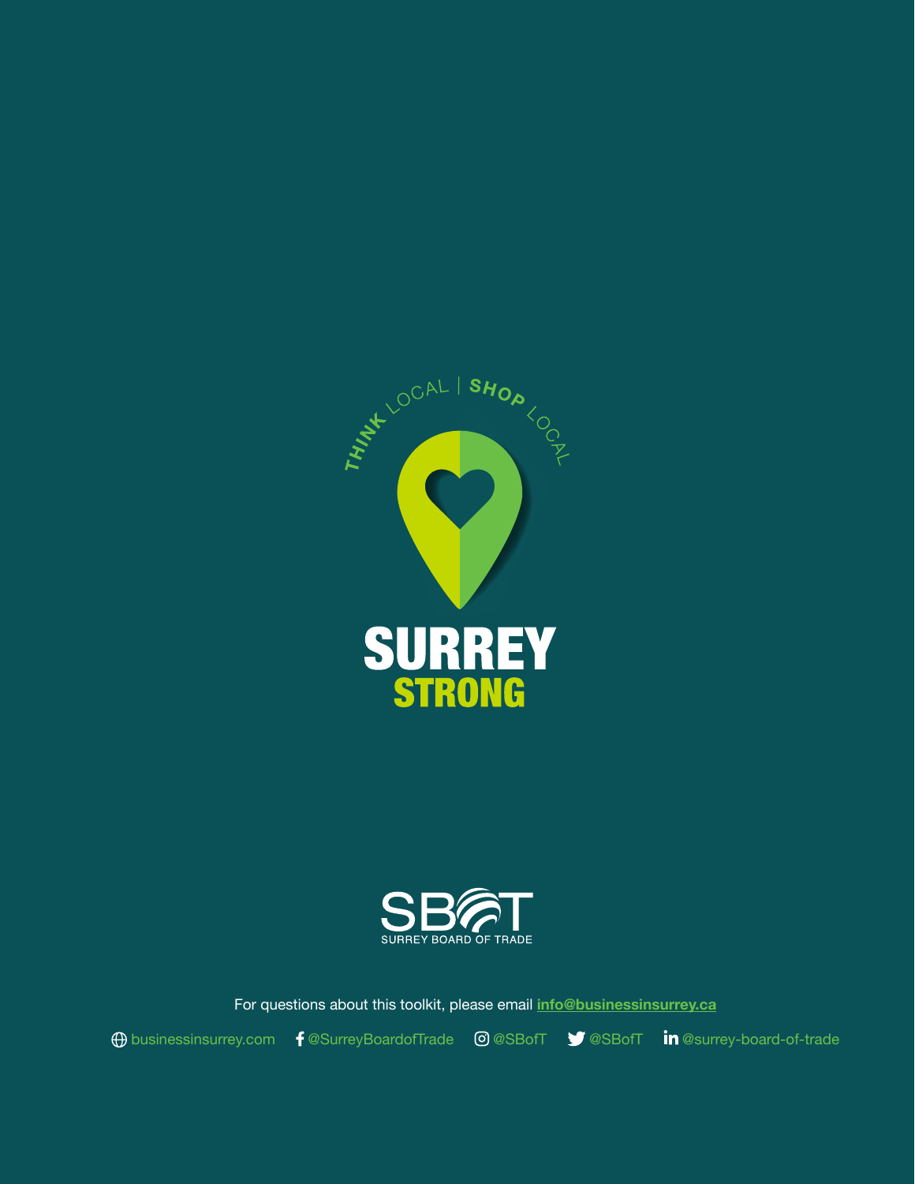THINK LOCAL | SHOP LOCAL

# SURREY STRONG

SBOT
SURREY BOARD OF TRADE

For questions about this toolkit, please email **info@businessinsurrey.ca**

businessinsurrey.com @SurreyBoardofTrade @SBofT @SBofT @surrey-board-of-trade